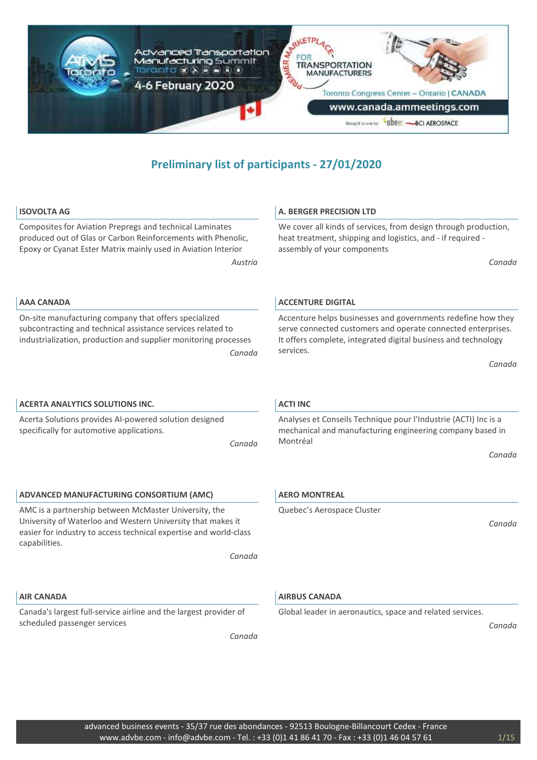# Preliminary list of participants - 27/01/2020

### ISOVOLTA AG

Composites for Aviation Prepregs and technical Laminates produced out of Glas or Carbon Reinforcements with Phenolic, Epoxy or Cyanat Ester Matrix mainly used in Aviation Interior

*Austria*

### A. BERGER PRECISION LTD

We cover all kinds of services, from design through production, heat treatment, shipping and logistics, and - if required - assembly of your components

*Canada*

### AAA CANADA

On-site manufacturing company that offers specialized subcontracting and technical assistance services related to industrialization, production and supplier monitoring processes

*Canada*

### ACCENTURE DIGITAL

Accenture helps businesses and governments redefine how they serve connected customers and operate connected enterprises. It offers complete, integrated digital business and technology services.

*Canada*

### ACERTA ANALYTICS SOLUTIONS INC.

Acerta Solutions provides AI-powered solution designed specifically for automotive applications.

*Canada*

### ACTI INC

Analyses et Conseils Technique pour l'Industrie (ACTI) Inc is a mechanical and manufacturing engineering company based in Montréal

*Canada*

### ADVANCED MANUFACTURING CONSORTIUM (AMC)

AMC is a partnership between McMaster University, the University of Waterloo and Western University that makes it easier for industry to access technical expertise and world-class capabilities.

*Canada*

### AERO MONTREAL

Quebec's Aerospace Cluster

*Canada*

### AIR CANADA

Canada's largest full-service airline and the largest provider of scheduled passenger services

*Canada*

### AIRBUS CANADA

Global leader in aeronautics, space and related services.

*Canada*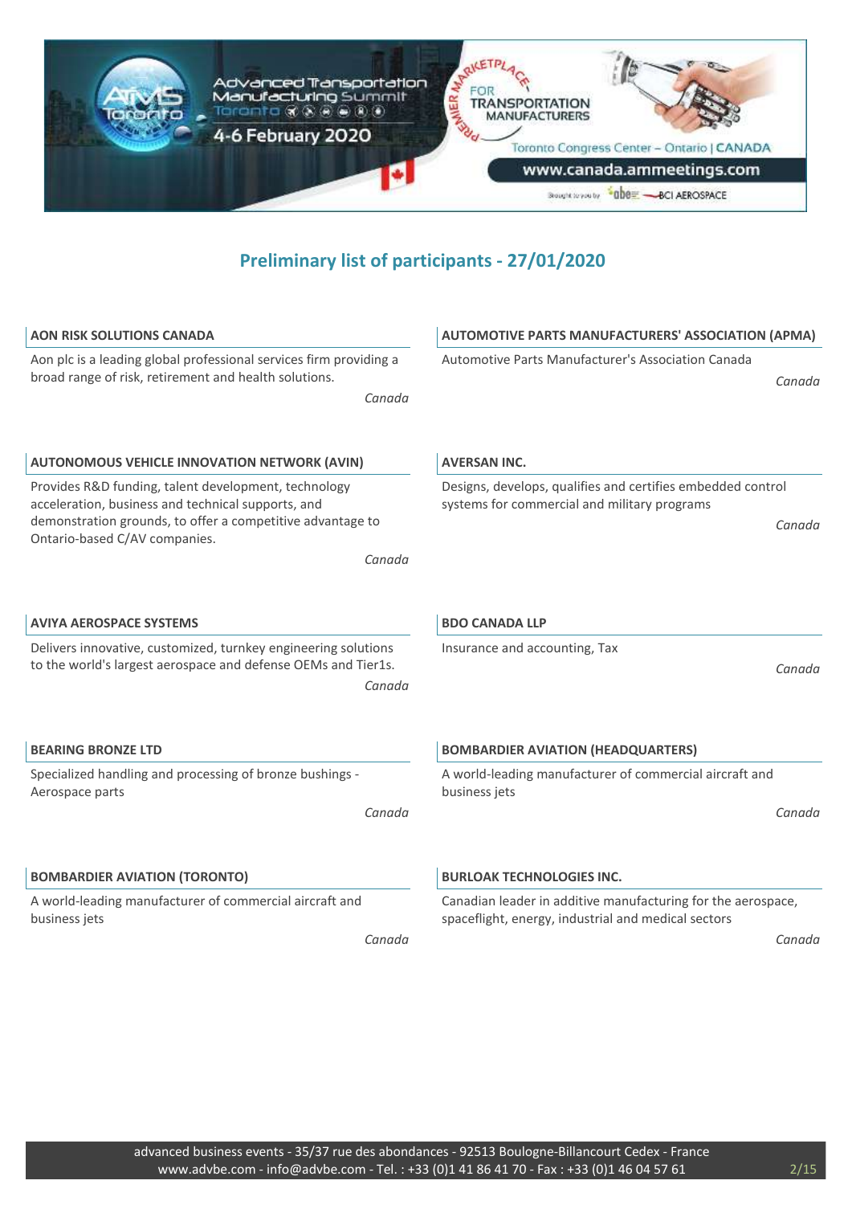## Preliminary list of participants - 27/01/2020

### AON RISK SOLUTIONS CANADA

Aon plc is a leading global professional services firm providing a broad range of risk, retirement and health solutions.

*Canada*

### AUTOMOTIVE PARTS MANUFACTURERS' ASSOCIATION (APMA)

Automotive Parts Manufacturer's Association Canada

*Canada*

### AUTONOMOUS VEHICLE INNOVATION NETWORK (AVIN)

Provides R&D funding, talent development, technology acceleration, business and technical supports, and demonstration grounds, to offer a competitive advantage to Ontario-based C/AV companies.

*Canada*

### AVERSAN INC.

Designs, develops, qualifies and certifies embedded control systems for commercial and military programs

*Canada*

### AVIYA AEROSPACE SYSTEMS

Delivers innovative, customized, turnkey engineering solutions to the world's largest aerospace and defense OEMs and Tier1s.

*Canada*

### BDO CANADA LLP

Insurance and accounting, Tax

*Canada*

### BEARING BRONZE LTD

Specialized handling and processing of bronze bushings - Aerospace parts

*Canada*

### BOMBARDIER AVIATION (HEADQUARTERS)

A world-leading manufacturer of commercial aircraft and business jets

*Canada*

### BOMBARDIER AVIATION (TORONTO)

A world-leading manufacturer of commercial aircraft and business jets

*Canada*

### BURLOAK TECHNOLOGIES INC.

Canadian leader in additive manufacturing for the aerospace, spaceflight, energy, industrial and medical sectors

*Canada*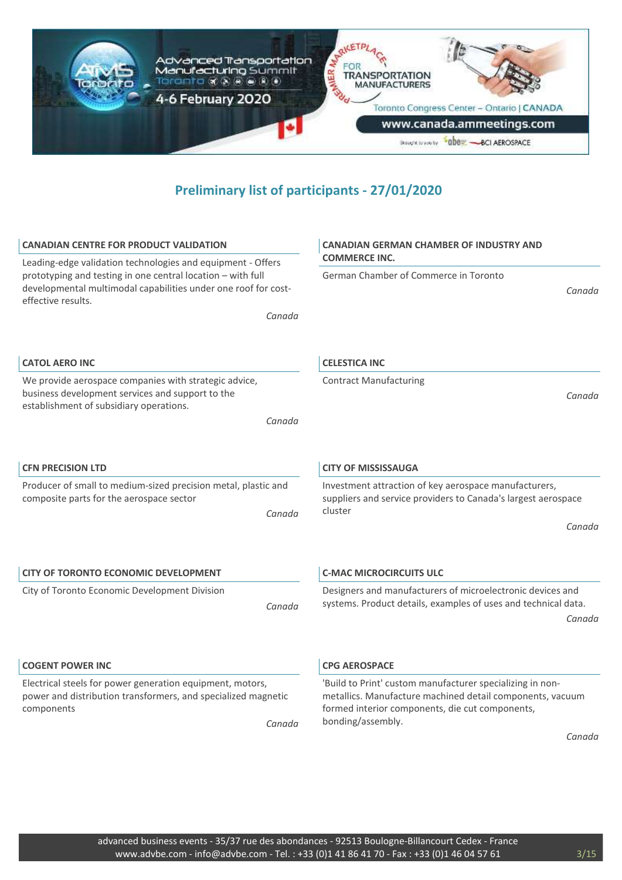## Preliminary list of participants - 27/01/2020

### CANADIAN CENTRE FOR PRODUCT VALIDATION

Leading-edge validation technologies and equipment - Offers prototyping and testing in one central location – with full developmental multimodal capabilities under one roof for cost-effective results.

*Canada*

### CANADIAN GERMAN CHAMBER OF INDUSTRY AND COMMERCE INC.

German Chamber of Commerce in Toronto

*Canada*

### CATOL AERO INC

We provide aerospace companies with strategic advice, business development services and support to the establishment of subsidiary operations.

*Canada*

### CELESTICA INC

Contract Manufacturing

*Canada*

### CFN PRECISION LTD

Producer of small to medium-sized precision metal, plastic and composite parts for the aerospace sector

*Canada*

### CITY OF MISSISSAUGA

Investment attraction of key aerospace manufacturers, suppliers and service providers to Canada's largest aerospace cluster

*Canada*

### CITY OF TORONTO ECONOMIC DEVELOPMENT

City of Toronto Economic Development Division

*Canada*

### C-MAC MICROCIRCUITS ULC

Designers and manufacturers of microelectronic devices and systems. Product details, examples of uses and technical data.

*Canada*

### COGENT POWER INC

Electrical steels for power generation equipment, motors, power and distribution transformers, and specialized magnetic components

*Canada*

### CPG AEROSPACE

'Build to Print' custom manufacturer specializing in non-metallics. Manufacture machined detail components, vacuum formed interior components, die cut components, bonding/assembly.

*Canada*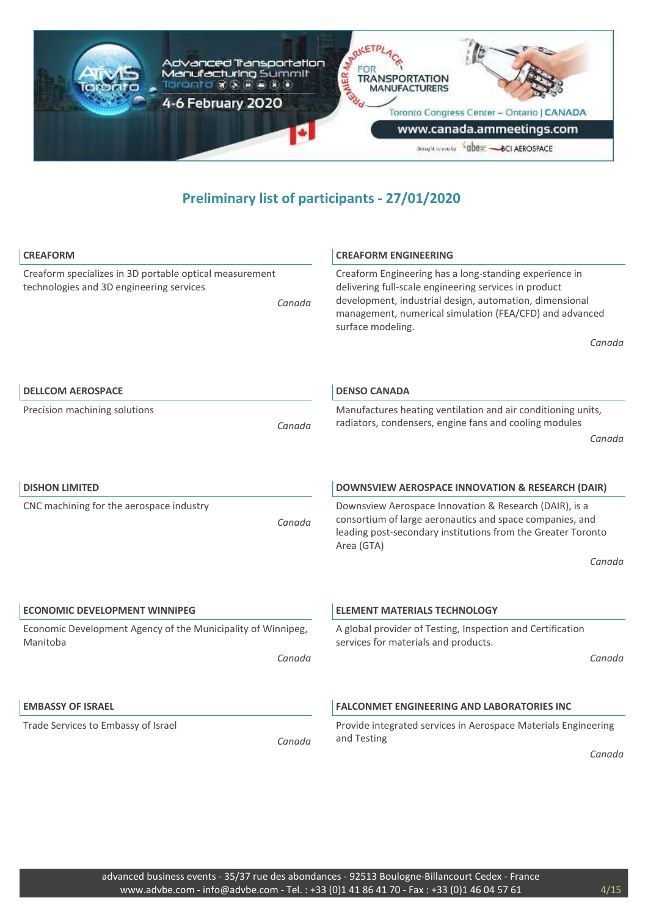## Preliminary list of participants - 27/01/2020

### CREAFORM

Creaform specializes in 3D portable optical measurement technologies and 3D engineering services

*Canada*

### CREAFORM ENGINEERING

Creaform Engineering has a long-standing experience in delivering full-scale engineering services in product development, industrial design, automation, dimensional management, numerical simulation (FEA/CFD) and advanced surface modeling.

*Canada*

### DELLCOM AEROSPACE

Precision machining solutions

*Canada*

### DENSO CANADA

Manufactures heating ventilation and air conditioning units, radiators, condensers, engine fans and cooling modules

*Canada*

### DISHON LIMITED

CNC machining for the aerospace industry

*Canada*

### DOWNSVIEW AEROSPACE INNOVATION & RESEARCH (DAIR)

Downsview Aerospace Innovation & Research (DAIR), is a consortium of large aeronautics and space companies, and leading post-secondary institutions from the Greater Toronto Area (GTA)

*Canada*

### ECONOMIC DEVELOPMENT WINNIPEG

Economic Development Agency of the Municipality of Winnipeg, Manitoba

*Canada*

### ELEMENT MATERIALS TECHNOLOGY

A global provider of Testing, Inspection and Certification services for materials and products.

*Canada*

### EMBASSY OF ISRAEL

Trade Services to Embassy of Israel

*Canada*

### FALCONMET ENGINEERING AND LABORATORIES INC

Provide integrated services in Aerospace Materials Engineering and Testing

*Canada*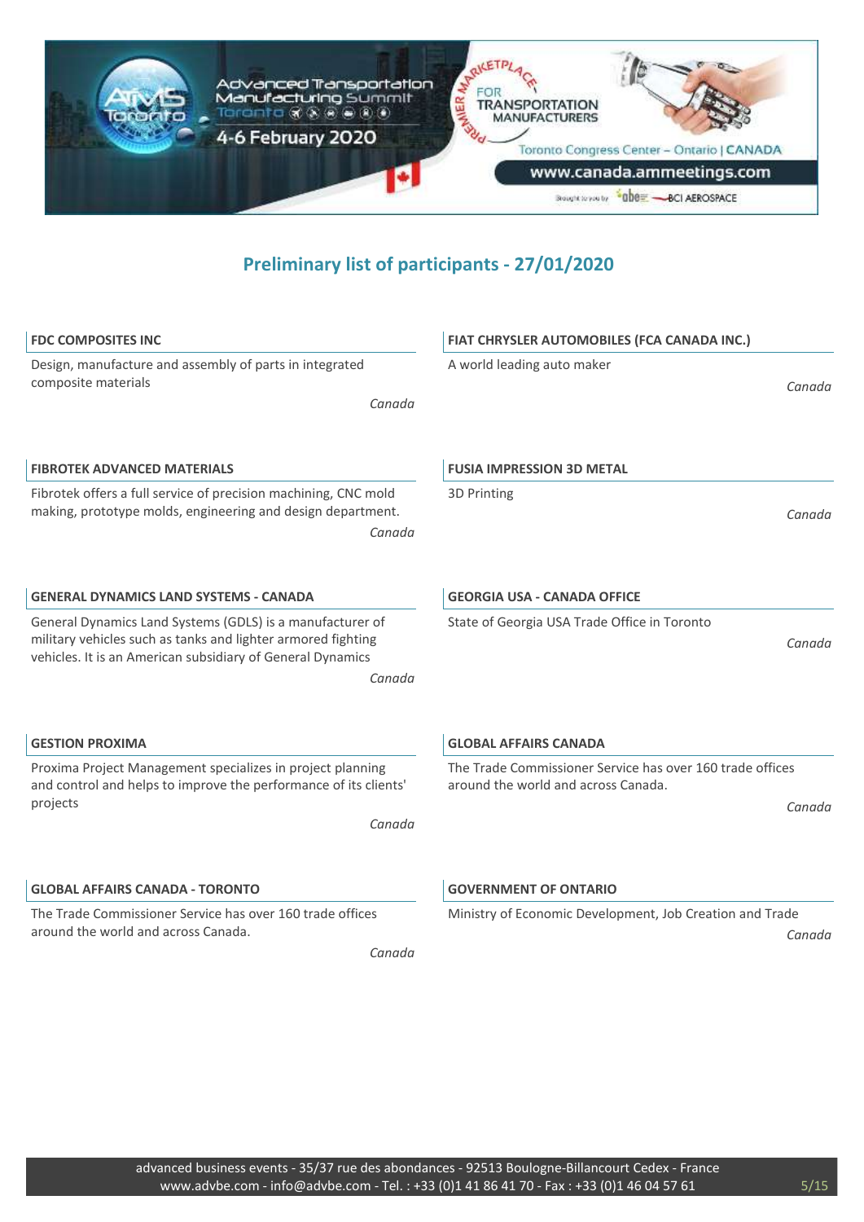## Preliminary list of participants - 27/01/2020

### FDC COMPOSITES INC

Design, manufacture and assembly of parts in integrated composite materials

*Canada*

### FIAT CHRYSLER AUTOMOBILES (FCA CANADA INC.)

A world leading auto maker

*Canada*

### FIBROTEK ADVANCED MATERIALS

Fibrotek offers a full service of precision machining, CNC mold making, prototype molds, engineering and design department.

*Canada*

### FUSIA IMPRESSION 3D METAL

3D Printing

*Canada*

### GENERAL DYNAMICS LAND SYSTEMS - CANADA

General Dynamics Land Systems (GDLS) is a manufacturer of military vehicles such as tanks and lighter armored fighting vehicles. It is an American subsidiary of General Dynamics

*Canada*

### GEORGIA USA - CANADA OFFICE

State of Georgia USA Trade Office in Toronto

*Canada*

### GESTION PROXIMA

Proxima Project Management specializes in project planning and control and helps to improve the performance of its clients' projects

*Canada*

### GLOBAL AFFAIRS CANADA

The Trade Commissioner Service has over 160 trade offices around the world and across Canada.

*Canada*

### GLOBAL AFFAIRS CANADA - TORONTO

The Trade Commissioner Service has over 160 trade offices around the world and across Canada.

*Canada*

### GOVERNMENT OF ONTARIO

Ministry of Economic Development, Job Creation and Trade

*Canada*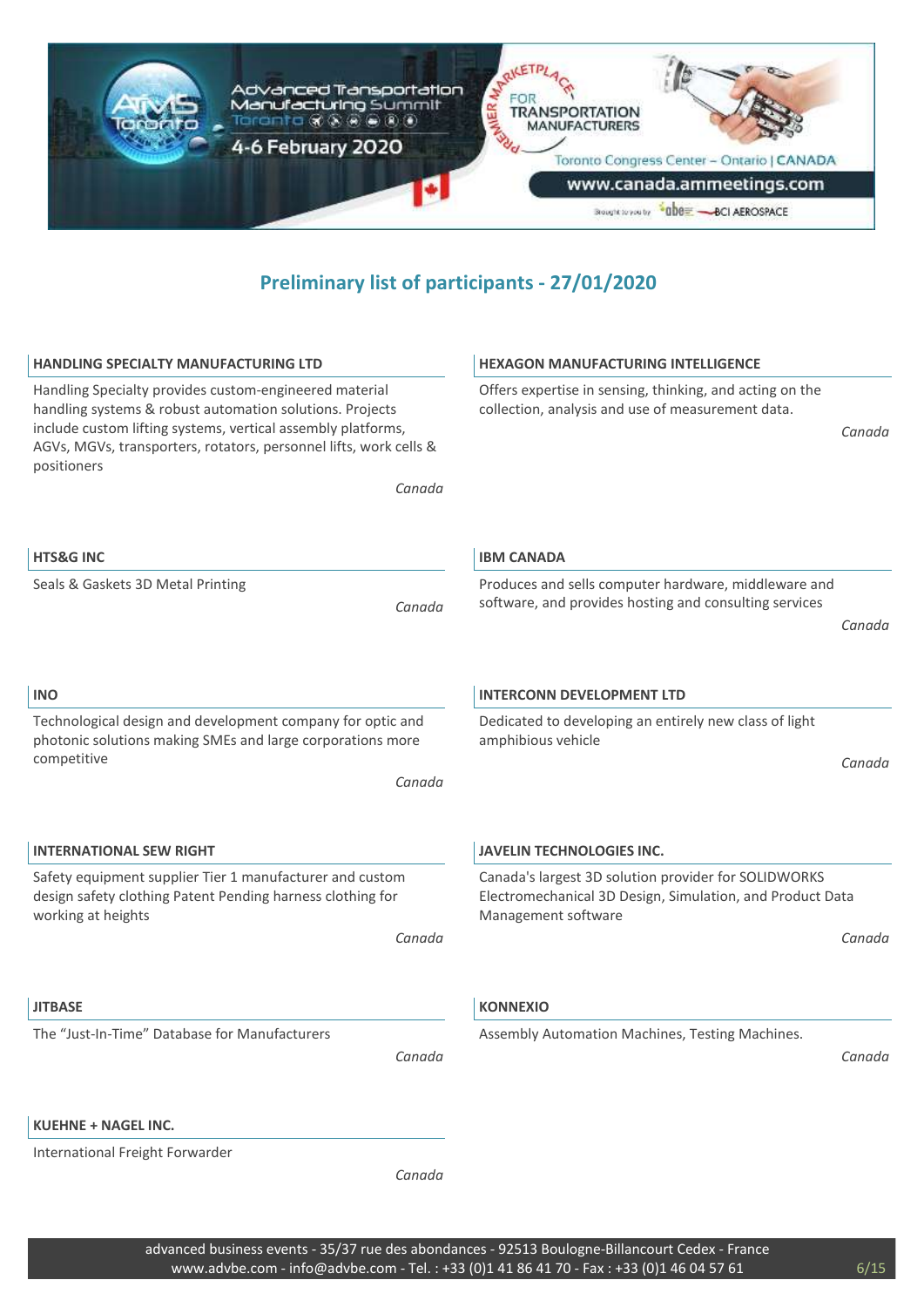## Preliminary list of participants - 27/01/2020

### HANDLING SPECIALTY MANUFACTURING LTD

Handling Specialty provides custom-engineered material handling systems & robust automation solutions. Projects include custom lifting systems, vertical assembly platforms, AGVs, MGVs, transporters, rotators, personnel lifts, work cells & positioners

*Canada*

### HEXAGON MANUFACTURING INTELLIGENCE

Offers expertise in sensing, thinking, and acting on the collection, analysis and use of measurement data.

*Canada*

### HTS&G INC

Seals & Gaskets 3D Metal Printing

*Canada*

### IBM CANADA

Produces and sells computer hardware, middleware and software, and provides hosting and consulting services

*Canada*

### INO

Technological design and development company for optic and photonic solutions making SMEs and large corporations more competitive

*Canada*

### INTERCONN DEVELOPMENT LTD

Dedicated to developing an entirely new class of light amphibious vehicle

*Canada*

### INTERNATIONAL SEW RIGHT

Safety equipment supplier Tier 1 manufacturer and custom design safety clothing Patent Pending harness clothing for working at heights

*Canada*

### JAVELIN TECHNOLOGIES INC.

Canada's largest 3D solution provider for SOLIDWORKS Electromechanical 3D Design, Simulation, and Product Data Management software

*Canada*

### JITBASE

The "Just-In-Time" Database for Manufacturers

*Canada*

### KONNEXIO

Assembly Automation Machines, Testing Machines.

*Canada*

### KUEHNE + NAGEL INC.

International Freight Forwarder

*Canada*

advanced business events - 35/37 rue des abondances - 92513 Boulogne-Billancourt Cedex - France
www.advbe.com - info@advbe.com - Tel. : +33 (0)1 41 86 41 70 - Fax : +33 (0)1 46 04 57 61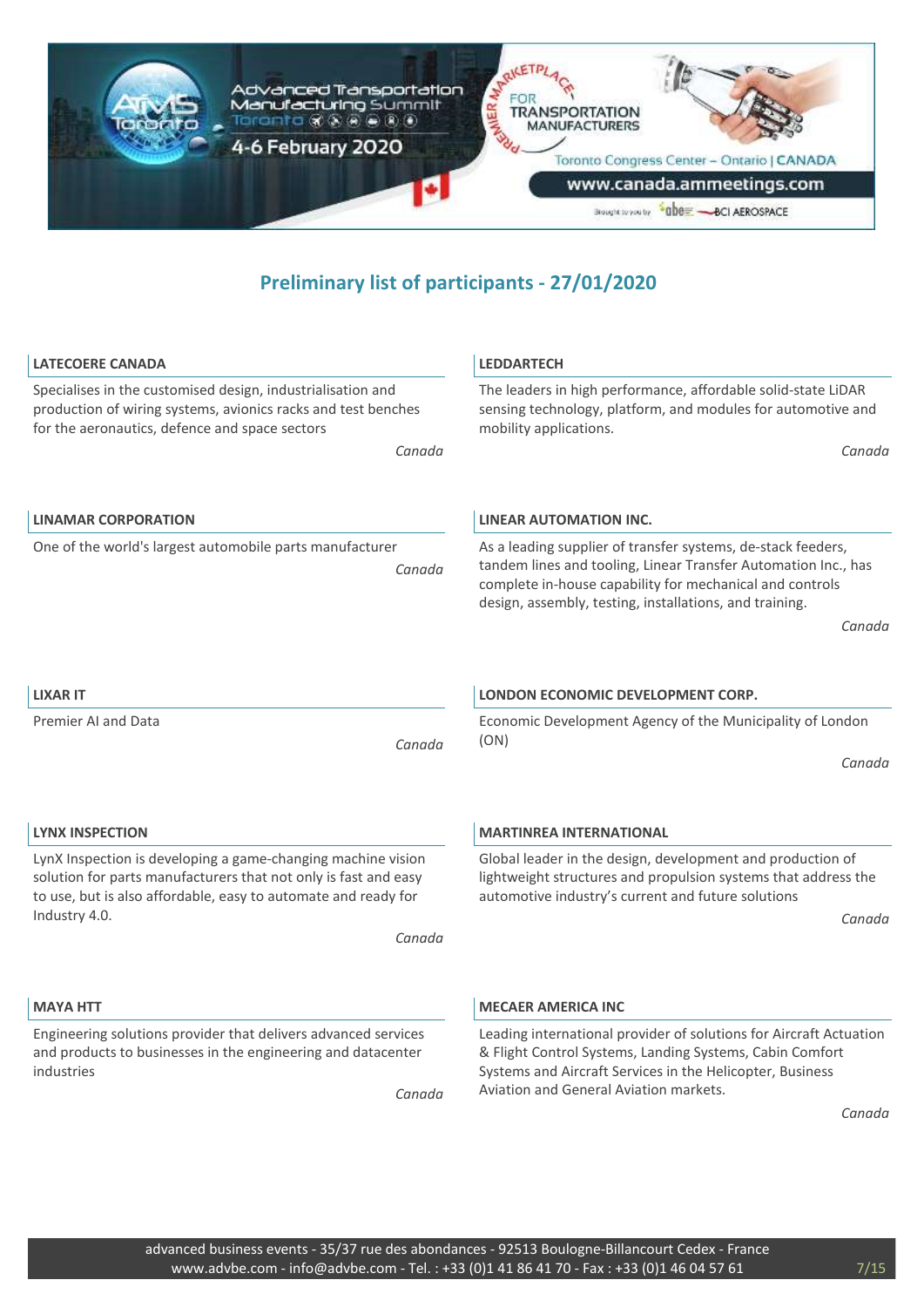## Preliminary list of participants - 27/01/2020

### LATECOERE CANADA

Specialises in the customised design, industrialisation and production of wiring systems, avionics racks and test benches for the aeronautics, defence and space sectors

*Canada*

### LEDDARTECH

The leaders in high performance, affordable solid-state LiDAR sensing technology, platform, and modules for automotive and mobility applications.

*Canada*

### LINAMAR CORPORATION

One of the world's largest automobile parts manufacturer

*Canada*

### LINEAR AUTOMATION INC.

As a leading supplier of transfer systems, de-stack feeders, tandem lines and tooling, Linear Transfer Automation Inc., has complete in-house capability for mechanical and controls design, assembly, testing, installations, and training.

*Canada*

### LIXAR IT

Premier AI and Data

*Canada*

### LONDON ECONOMIC DEVELOPMENT CORP.

Economic Development Agency of the Municipality of London (ON)

*Canada*

### LYNX INSPECTION

LynX Inspection is developing a game-changing machine vision solution for parts manufacturers that not only is fast and easy to use, but is also affordable, easy to automate and ready for Industry 4.0.

*Canada*

### MARTINREA INTERNATIONAL

Global leader in the design, development and production of lightweight structures and propulsion systems that address the automotive industry's current and future solutions

*Canada*

### MAYA HTT

Engineering solutions provider that delivers advanced services and products to businesses in the engineering and datacenter industries

*Canada*

### MECAER AMERICA INC

Leading international provider of solutions for Aircraft Actuation & Flight Control Systems, Landing Systems, Cabin Comfort Systems and Aircraft Services in the Helicopter, Business Aviation and General Aviation markets.

*Canada*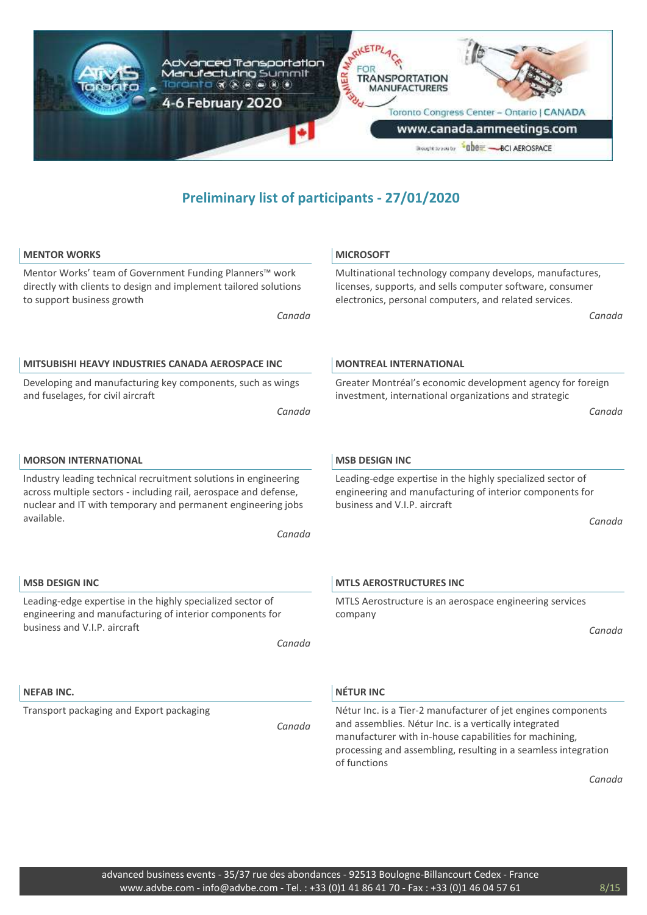## Preliminary list of participants - 27/01/2020

### MENTOR WORKS

Mentor Works' team of Government Funding Planners™ work directly with clients to design and implement tailored solutions to support business growth

*Canada*

### MICROSOFT

Multinational technology company develops, manufactures, licenses, supports, and sells computer software, consumer electronics, personal computers, and related services.

*Canada*

### MITSUBISHI HEAVY INDUSTRIES CANADA AEROSPACE INC

Developing and manufacturing key components, such as wings and fuselages, for civil aircraft

*Canada*

### MONTREAL INTERNATIONAL

Greater Montréal's economic development agency for foreign investment, international organizations and strategic

*Canada*

### MORSON INTERNATIONAL

Industry leading technical recruitment solutions in engineering across multiple sectors - including rail, aerospace and defense, nuclear and IT with temporary and permanent engineering jobs available.

*Canada*

### MSB DESIGN INC

Leading-edge expertise in the highly specialized sector of engineering and manufacturing of interior components for business and V.I.P. aircraft

*Canada*

### MSB DESIGN INC

Leading-edge expertise in the highly specialized sector of engineering and manufacturing of interior components for business and V.I.P. aircraft

*Canada*

### MTLS AEROSTRUCTURES INC

MTLS Aerostructure is an aerospace engineering services company

*Canada*

### NEFAB INC.

Transport packaging and Export packaging

*Canada*

### NÉTUR INC

Nétur Inc. is a Tier-2 manufacturer of jet engines components and assemblies. Nétur Inc. is a vertically integrated manufacturer with in-house capabilities for machining, processing and assembling, resulting in a seamless integration of functions

*Canada*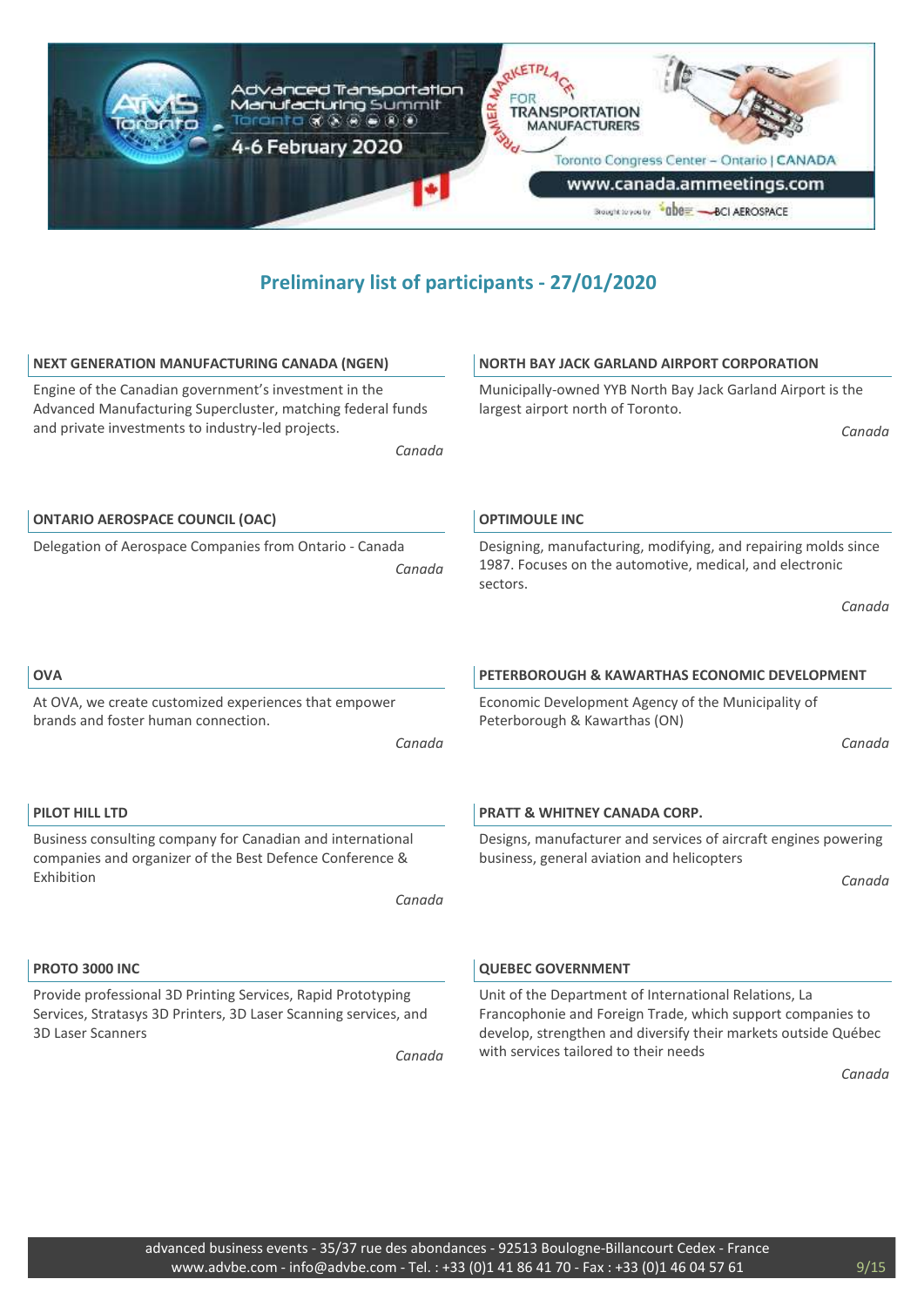## Preliminary list of participants - 27/01/2020

### NEXT GENERATION MANUFACTURING CANADA (NGEN)

Engine of the Canadian government's investment in the Advanced Manufacturing Supercluster, matching federal funds and private investments to industry-led projects.

*Canada*

### NORTH BAY JACK GARLAND AIRPORT CORPORATION

Municipally-owned YYB North Bay Jack Garland Airport is the largest airport north of Toronto.

*Canada*

### ONTARIO AEROSPACE COUNCIL (OAC)

Delegation of Aerospace Companies from Ontario - Canada

*Canada*

### OPTIMOULE INC

Designing, manufacturing, modifying, and repairing molds since 1987. Focuses on the automotive, medical, and electronic sectors.

*Canada*

### OVA

At OVA, we create customized experiences that empower brands and foster human connection.

*Canada*

### PETERBOROUGH & KAWARTHAS ECONOMIC DEVELOPMENT

Economic Development Agency of the Municipality of Peterborough & Kawarthas (ON)

*Canada*

### PILOT HILL LTD

Business consulting company for Canadian and international companies and organizer of the Best Defence Conference & Exhibition

*Canada*

### PRATT & WHITNEY CANADA CORP.

Designs, manufacturer and services of aircraft engines powering business, general aviation and helicopters

*Canada*

### PROTO 3000 INC

Provide professional 3D Printing Services, Rapid Prototyping Services, Stratasys 3D Printers, 3D Laser Scanning services, and 3D Laser Scanners

*Canada*

### QUEBEC GOVERNMENT

Unit of the Department of International Relations, La Francophonie and Foreign Trade, which support companies to develop, strengthen and diversify their markets outside Québec with services tailored to their needs

*Canada*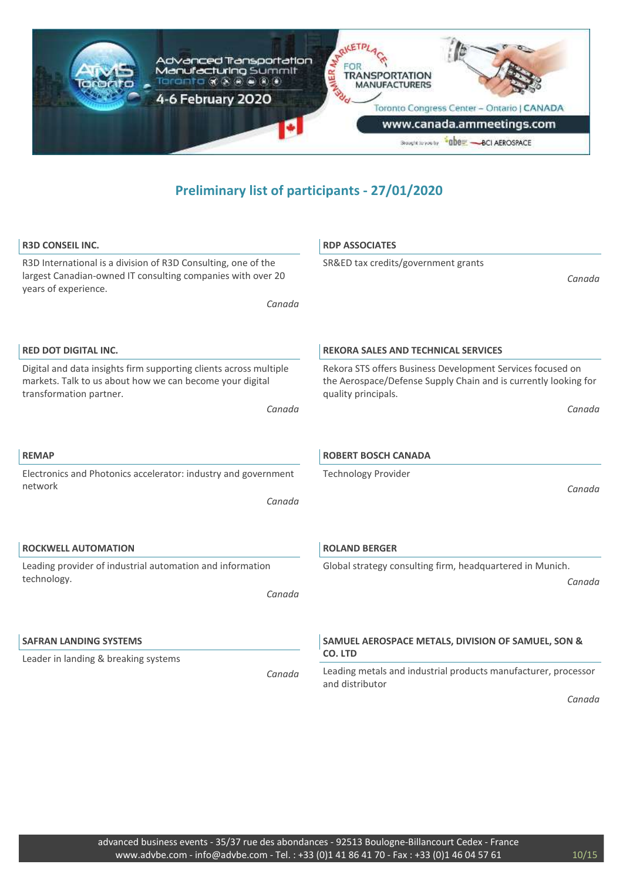## Preliminary list of participants - 27/01/2020

### R3D CONSEIL INC.

R3D International is a division of R3D Consulting, one of the largest Canadian-owned IT consulting companies with over 20 years of experience.

*Canada*

### RDP ASSOCIATES

SR&ED tax credits/government grants

*Canada*

### RED DOT DIGITAL INC.

Digital and data insights firm supporting clients across multiple markets. Talk to us about how we can become your digital transformation partner.

*Canada*

### REKORA SALES AND TECHNICAL SERVICES

Rekora STS offers Business Development Services focused on the Aerospace/Defense Supply Chain and is currently looking for quality principals.

*Canada*

### REMAP

Electronics and Photonics accelerator: industry and government network

*Canada*

### ROBERT BOSCH CANADA

Technology Provider

*Canada*

### ROCKWELL AUTOMATION

Leading provider of industrial automation and information technology.

*Canada*

### ROLAND BERGER

Global strategy consulting firm, headquartered in Munich.

*Canada*

### SAFRAN LANDING SYSTEMS

Leader in landing & breaking systems

*Canada*

### SAMUEL AEROSPACE METALS, DIVISION OF SAMUEL, SON & CO. LTD

Leading metals and industrial products manufacturer, processor and distributor

*Canada*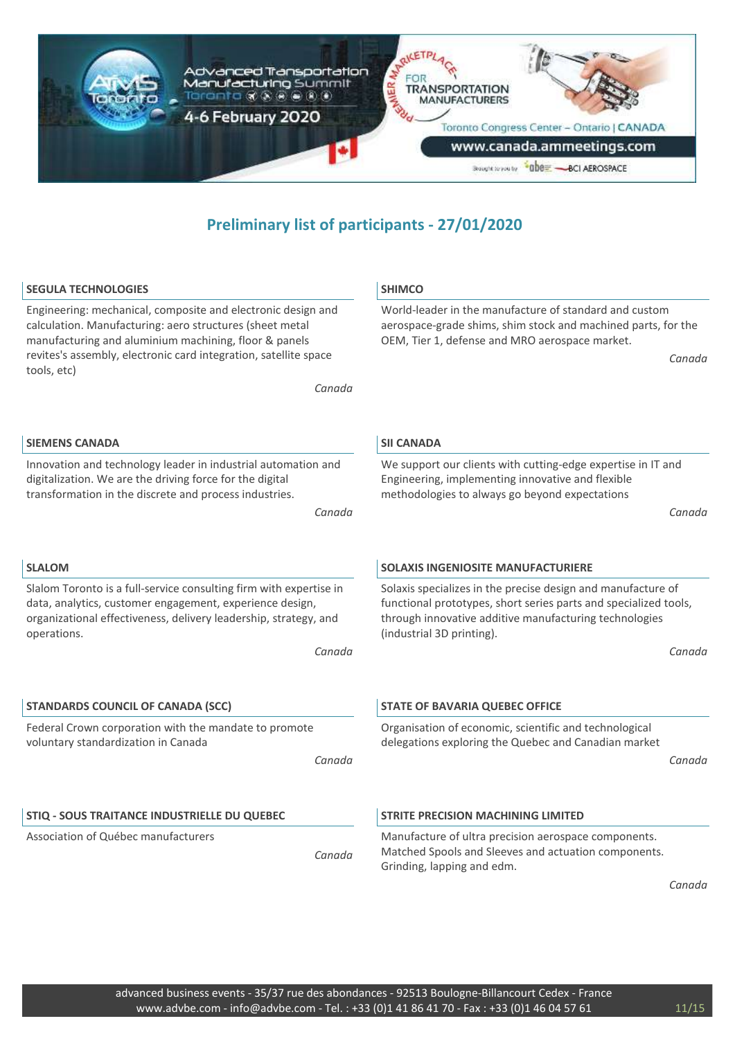## Preliminary list of participants - 27/01/2020

### SEGULA TECHNOLOGIES

Engineering: mechanical, composite and electronic design and calculation. Manufacturing: aero structures (sheet metal manufacturing and aluminium machining, floor & panels revites's assembly, electronic card integration, satellite space tools, etc)

*Canada*

### SHIMCO

World-leader in the manufacture of standard and custom aerospace-grade shims, shim stock and machined parts, for the OEM, Tier 1, defense and MRO aerospace market.

*Canada*

### SIEMENS CANADA

Innovation and technology leader in industrial automation and digitalization. We are the driving force for the digital transformation in the discrete and process industries.

*Canada*

### SII CANADA

We support our clients with cutting-edge expertise in IT and Engineering, implementing innovative and flexible methodologies to always go beyond expectations

*Canada*

### SLALOM

Slalom Toronto is a full-service consulting firm with expertise in data, analytics, customer engagement, experience design, organizational effectiveness, delivery leadership, strategy, and operations.

*Canada*

### SOLAXIS INGENIOSITE MANUFACTURIERE

Solaxis specializes in the precise design and manufacture of functional prototypes, short series parts and specialized tools, through innovative additive manufacturing technologies (industrial 3D printing).

*Canada*

### STANDARDS COUNCIL OF CANADA (SCC)

Federal Crown corporation with the mandate to promote voluntary standardization in Canada

*Canada*

### STATE OF BAVARIA QUEBEC OFFICE

Organisation of economic, scientific and technological delegations exploring the Quebec and Canadian market

*Canada*

### STIQ - SOUS TRAITANCE INDUSTRIELLE DU QUEBEC

Association of Québec manufacturers

*Canada*

### STRITE PRECISION MACHINING LIMITED

Manufacture of ultra precision aerospace components. Matched Spools and Sleeves and actuation components. Grinding, lapping and edm.

*Canada*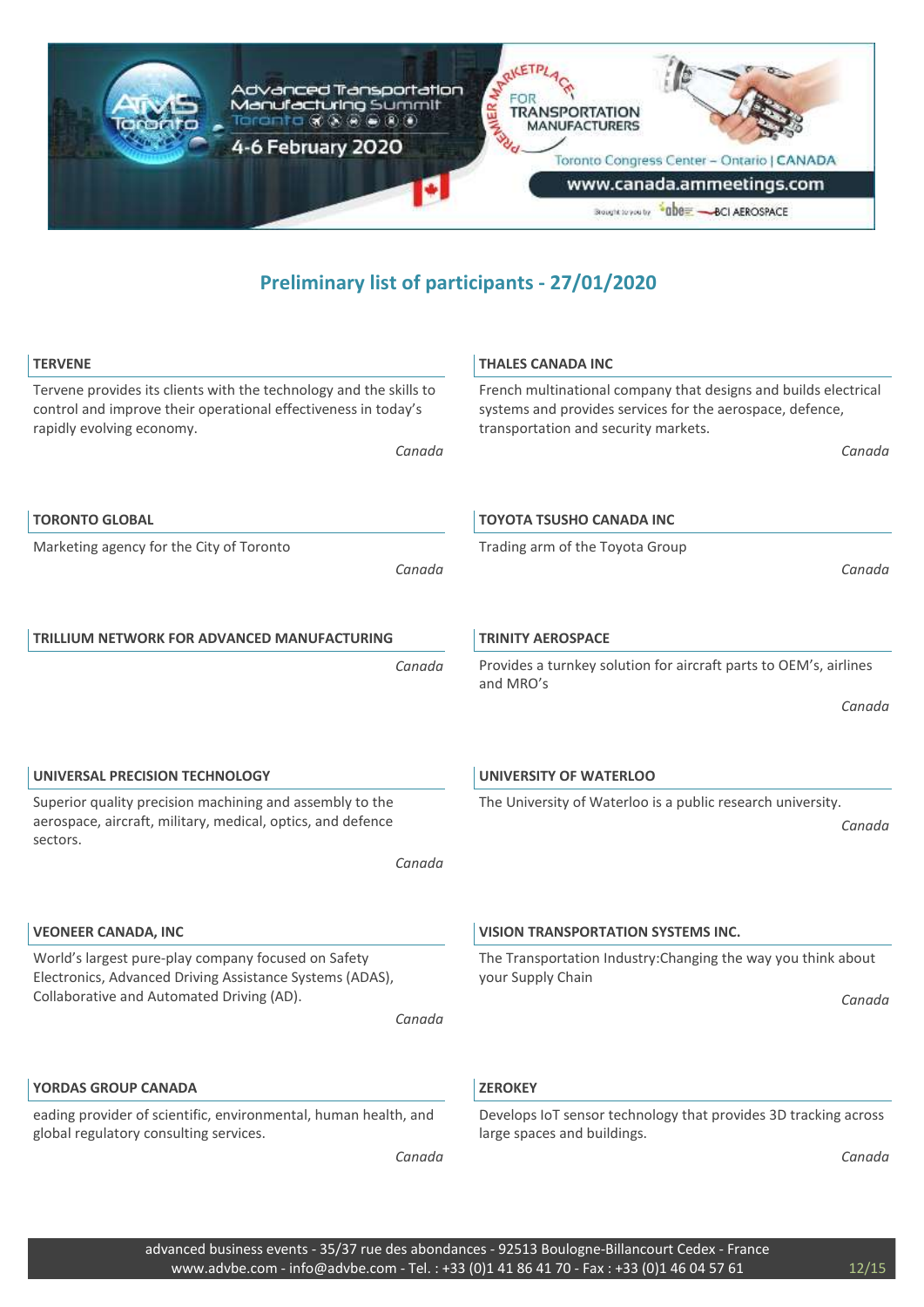## Preliminary list of participants - 27/01/2020

### TERVENE

Tervene provides its clients with the technology and the skills to control and improve their operational effectiveness in today's rapidly evolving economy.

*Canada*

### THALES CANADA INC

French multinational company that designs and builds electrical systems and provides services for the aerospace, defence, transportation and security markets.

*Canada*

### TORONTO GLOBAL

Marketing agency for the City of Toronto

*Canada*

### TOYOTA TSUSHO CANADA INC

Trading arm of the Toyota Group

*Canada*

### TRILLIUM NETWORK FOR ADVANCED MANUFACTURING

*Canada*

### TRINITY AEROSPACE

Provides a turnkey solution for aircraft parts to OEM's, airlines and MRO's

*Canada*

### UNIVERSAL PRECISION TECHNOLOGY

Superior quality precision machining and assembly to the aerospace, aircraft, military, medical, optics, and defence sectors.

*Canada*

### UNIVERSITY OF WATERLOO

The University of Waterloo is a public research university.

*Canada*

### VEONEER CANADA, INC

World's largest pure-play company focused on Safety Electronics, Advanced Driving Assistance Systems (ADAS), Collaborative and Automated Driving (AD).

*Canada*

### VISION TRANSPORTATION SYSTEMS INC.

The Transportation Industry:Changing the way you think about your Supply Chain

*Canada*

### YORDAS GROUP CANADA

eading provider of scientific, environmental, human health, and global regulatory consulting services.

*Canada*

### ZEROKEY

Develops IoT sensor technology that provides 3D tracking across large spaces and buildings.

*Canada*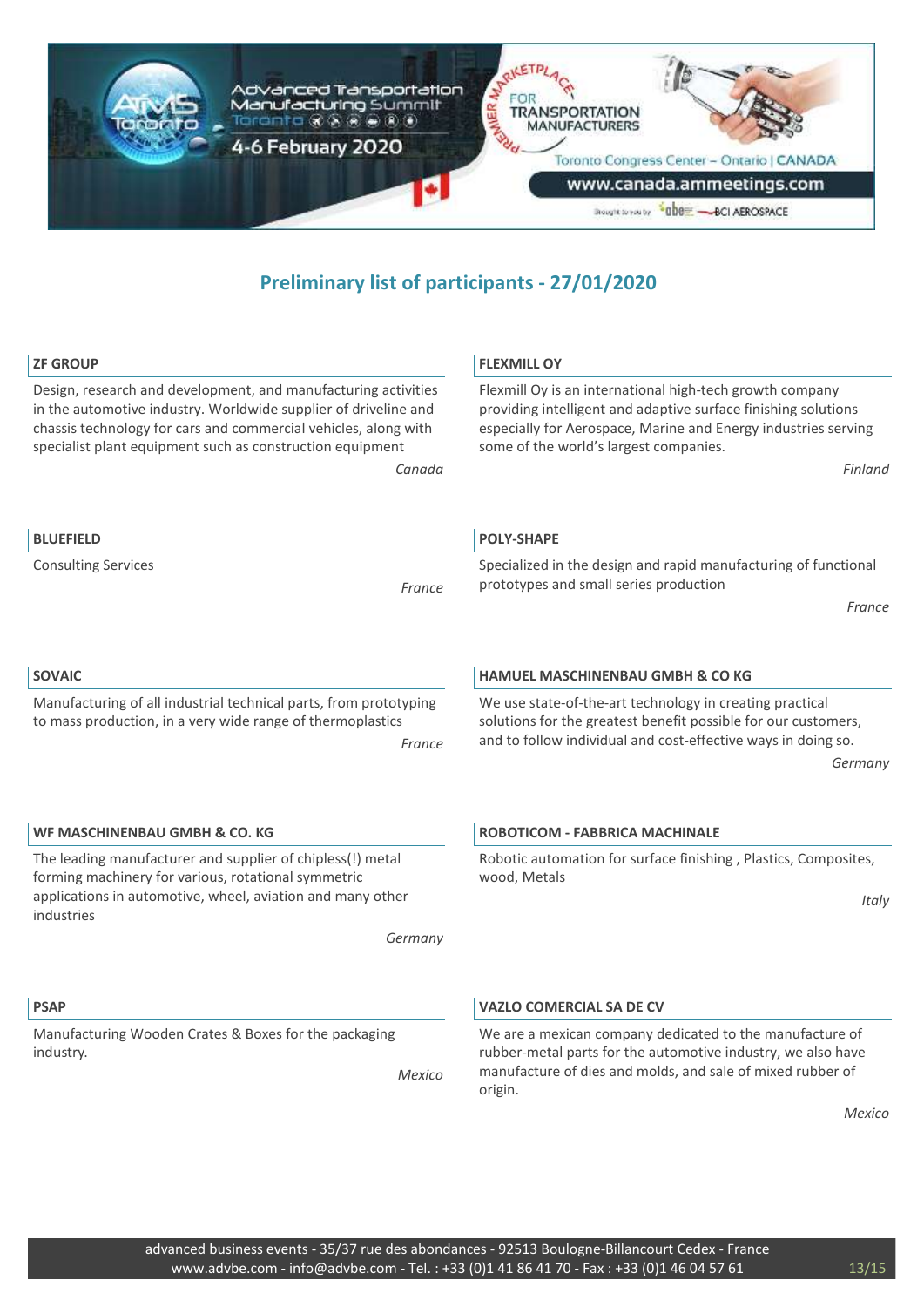## Preliminary list of participants - 27/01/2020

### ZF GROUP

Design, research and development, and manufacturing activities in the automotive industry. Worldwide supplier of driveline and chassis technology for cars and commercial vehicles, along with specialist plant equipment such as construction equipment

*Canada*

### FLEXMILL OY

Flexmill Oy is an international high-tech growth company providing intelligent and adaptive surface finishing solutions especially for Aerospace, Marine and Energy industries serving some of the world's largest companies.

*Finland*

### BLUEFIELD

Consulting Services

*France*

### POLY-SHAPE

Specialized in the design and rapid manufacturing of functional prototypes and small series production

*France*

### SOVAIC

Manufacturing of all industrial technical parts, from prototyping to mass production, in a very wide range of thermoplastics

*France*

### HAMUEL MASCHINENBAU GMBH & CO KG

We use state-of-the-art technology in creating practical solutions for the greatest benefit possible for our customers, and to follow individual and cost-effective ways in doing so.

*Germany*

### WF MASCHINENBAU GMBH & CO. KG

The leading manufacturer and supplier of chipless(!) metal forming machinery for various, rotational symmetric applications in automotive, wheel, aviation and many other industries

*Germany*

### ROBOTICOM - FABBRICA MACHINALE

Robotic automation for surface finishing , Plastics, Composites, wood, Metals

*Italy*

### PSAP

Manufacturing Wooden Crates & Boxes for the packaging industry.

*Mexico*

### VAZLO COMERCIAL SA DE CV

We are a mexican company dedicated to the manufacture of rubber-metal parts for the automotive industry, we also have manufacture of dies and molds, and sale of mixed rubber of origin.

*Mexico*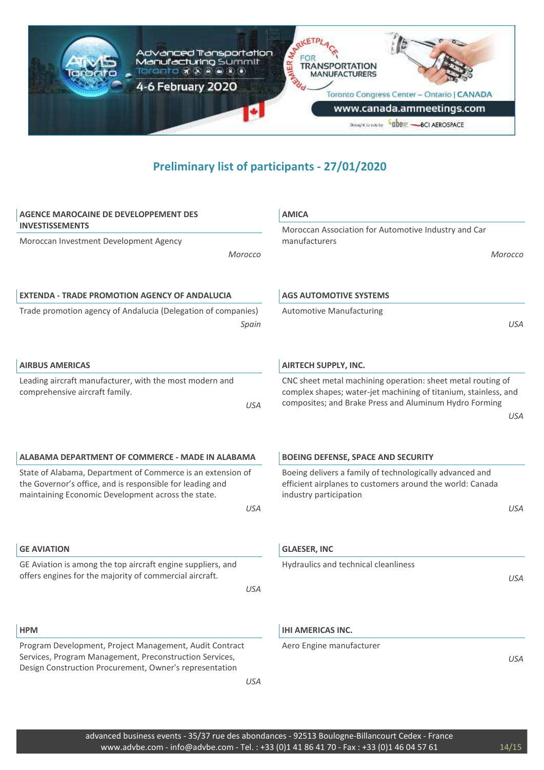## Preliminary list of participants - 27/01/2020

### AGENCE MAROCAINE DE DEVELOPPEMENT DES INVESTISSEMENTS

Moroccan Investment Development Agency

*Morocco*

### AMICA

Moroccan Association for Automotive Industry and Car manufacturers

*Morocco*

### EXTENDA - TRADE PROMOTION AGENCY OF ANDALUCIA

Trade promotion agency of Andalucia (Delegation of companies)

*Spain*

### AGS AUTOMOTIVE SYSTEMS

Automotive Manufacturing

*USA*

### AIRBUS AMERICAS

Leading aircraft manufacturer, with the most modern and comprehensive aircraft family.

*USA*

### AIRTECH SUPPLY, INC.

CNC sheet metal machining operation: sheet metal routing of complex shapes; water-jet machining of titanium, stainless, and composites; and Brake Press and Aluminum Hydro Forming

*USA*

### ALABAMA DEPARTMENT OF COMMERCE - MADE IN ALABAMA

State of Alabama, Department of Commerce is an extension of the Governor's office, and is responsible for leading and maintaining Economic Development across the state.

*USA*

### BOEING DEFENSE, SPACE AND SECURITY

Boeing delivers a family of technologically advanced and efficient airplanes to customers around the world: Canada industry participation

*USA*

### GE AVIATION

GE Aviation is among the top aircraft engine suppliers, and offers engines for the majority of commercial aircraft.

*USA*

### GLAESER, INC

Hydraulics and technical cleanliness

*USA*

### HPM

Program Development, Project Management, Audit Contract Services, Program Management, Preconstruction Services, Design Construction Procurement, Owner's representation

*USA*

### IHI AMERICAS INC.

Aero Engine manufacturer

*USA*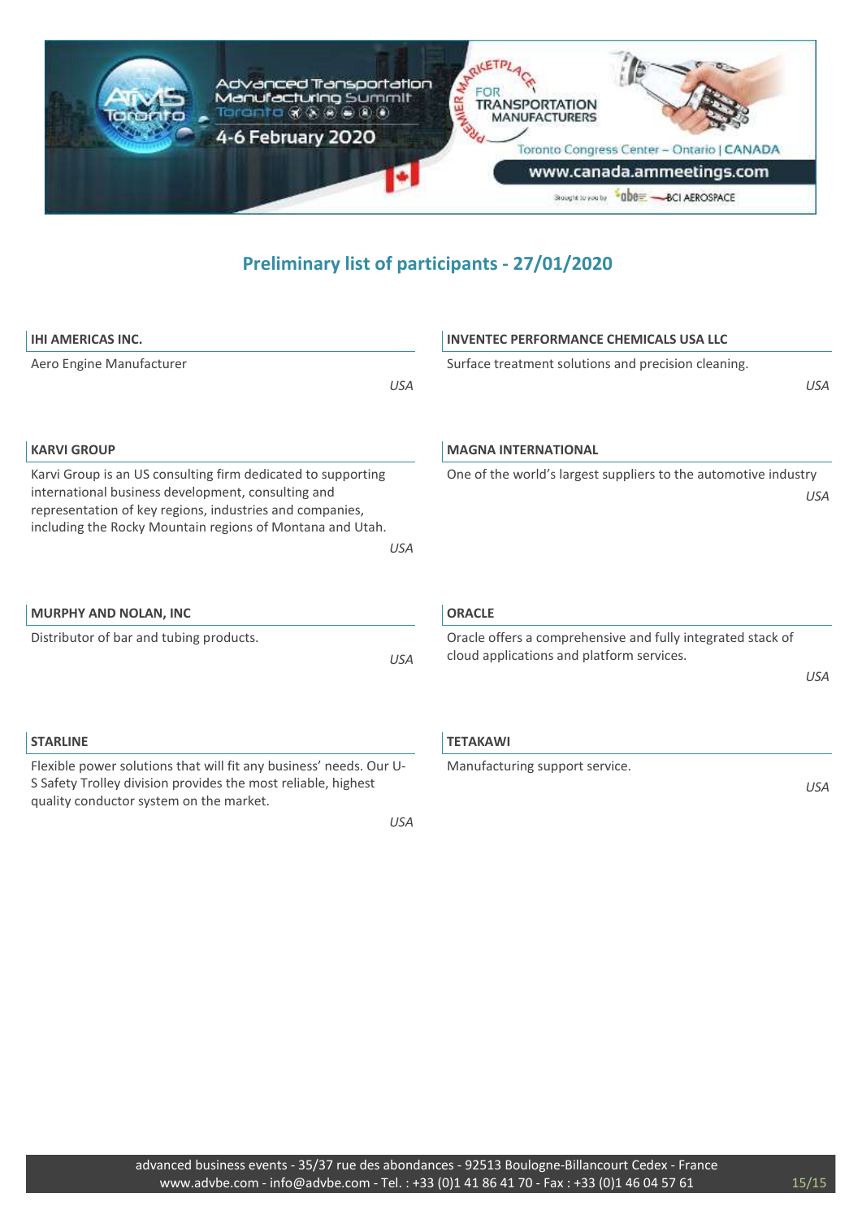## Preliminary list of participants - 27/01/2020

### IHI AMERICAS INC.

Aero Engine Manufacturer

*USA*

### INVENTEC PERFORMANCE CHEMICALS USA LLC

Surface treatment solutions and precision cleaning.

*USA*

### KARVI GROUP

Karvi Group is an US consulting firm dedicated to supporting international business development, consulting and representation of key regions, industries and companies, including the Rocky Mountain regions of Montana and Utah.

*USA*

### MAGNA INTERNATIONAL

One of the world's largest suppliers to the automotive industry

*USA*

### MURPHY AND NOLAN, INC

Distributor of bar and tubing products.

*USA*

### ORACLE

Oracle offers a comprehensive and fully integrated stack of cloud applications and platform services.

*USA*

### STARLINE

Flexible power solutions that will fit any business' needs. Our U-S Safety Trolley division provides the most reliable, highest quality conductor system on the market.

*USA*

### TETAKAWI

Manufacturing support service.

*USA*